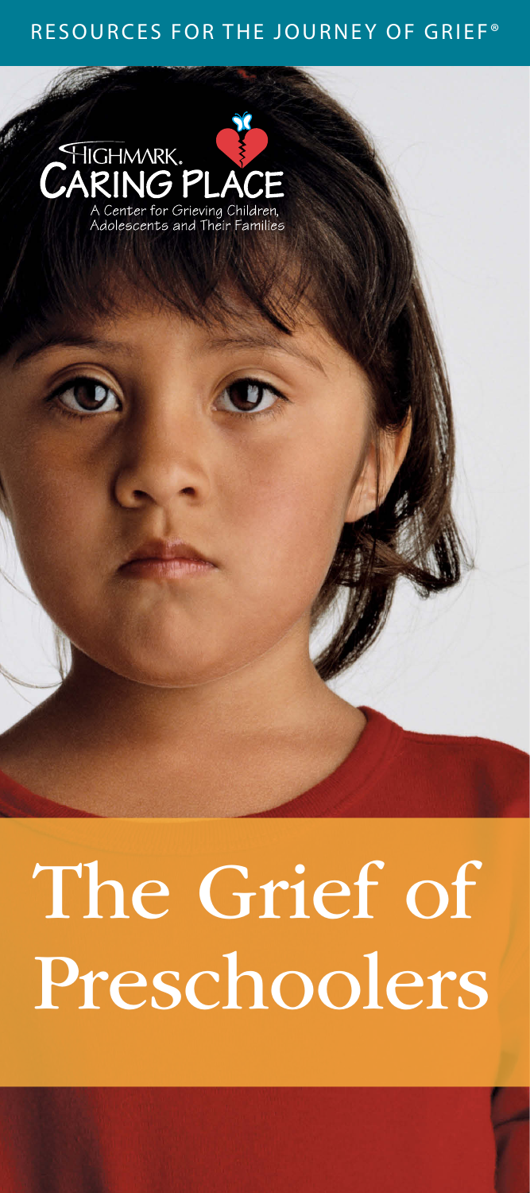RESOURCES FOR THE JOURNEY OF GRIEF®

HIGHMARK. CARING PLACE

A Center for Grieving Children, Adolescents and Their Families

# The Grief of Preschoolers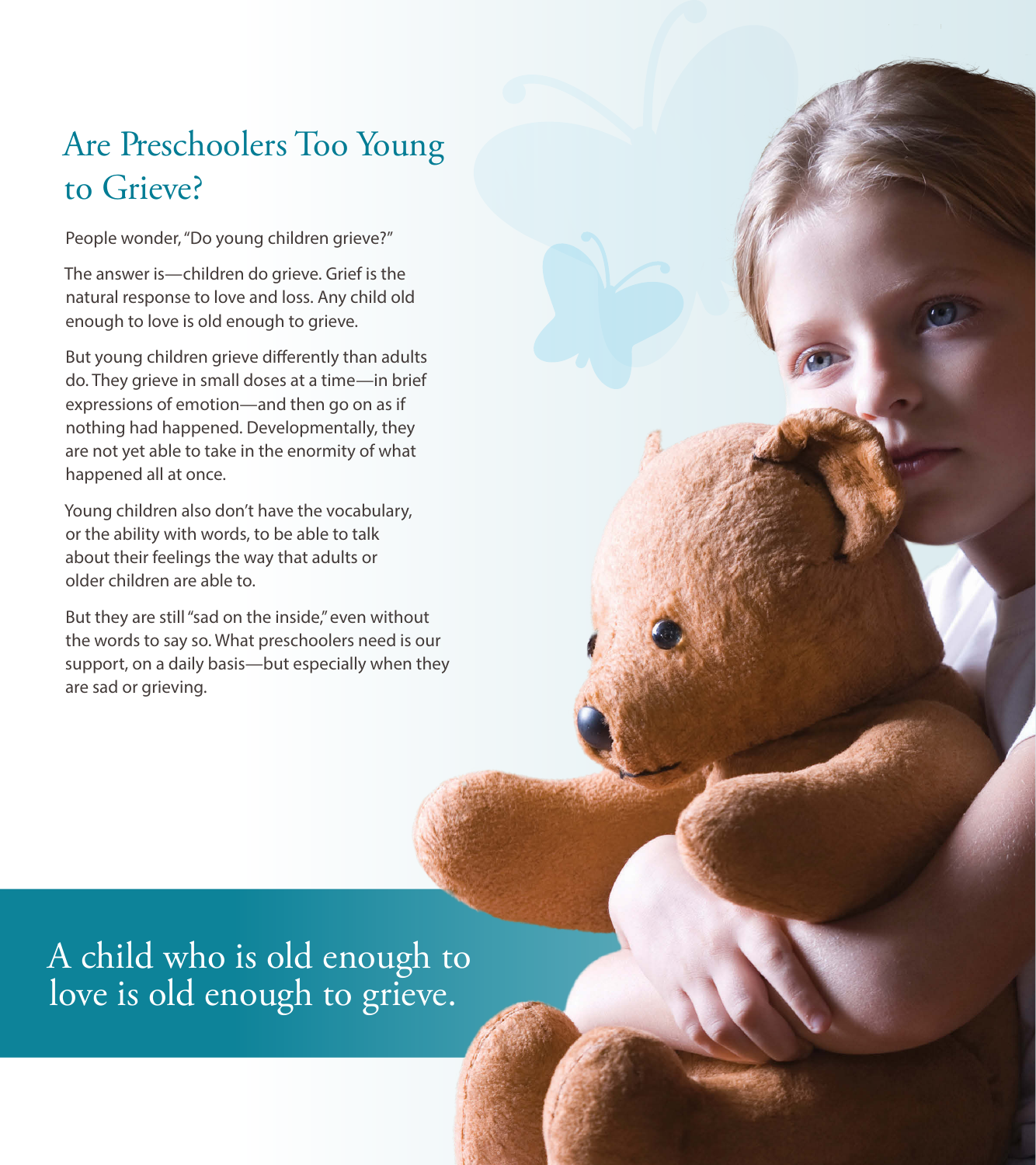# Are Preschoolers Too Young to Grieve?

People wonder, "Do young children grieve?"

The answer is—children do grieve. Grief is the natural response to love and loss. Any child old enough to love is old enough to grieve.

But young children grieve differently than adults do. They grieve in small doses at a time—in brief expressions of emotion—and then go on as if nothing had happened. Developmentally, they are not yet able to take in the enormity of what happened all at once.

Young children also don't have the vocabulary, or the ability with words, to be able to talk about their feelings the way that adults or older children are able to.

But they are still "sad on the inside," even without the words to say so. What preschoolers need is our support, on a daily basis—but especially when they are sad or grieving.

A child who is old enough to love is old enough to grieve.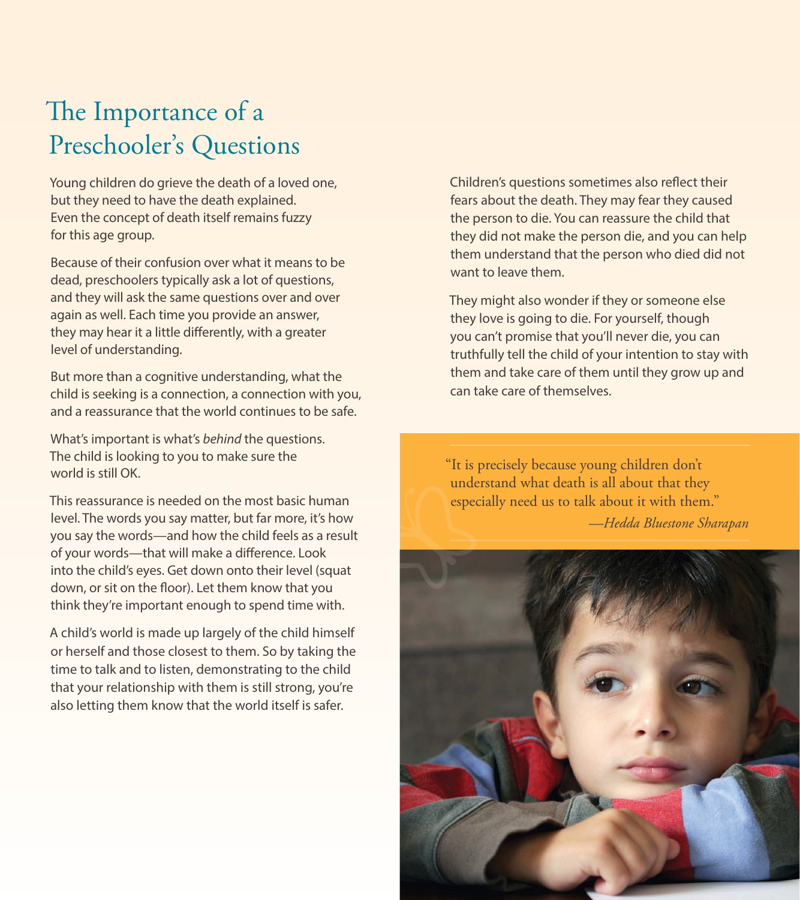# The Importance of a Preschooler's Questions

Young children do grieve the death of a loved one, but they need to have the death explained. Even the concept of death itself remains fuzzy for this age group.

Because of their confusion over what it means to be dead, preschoolers typically ask a lot of questions, and they will ask the same questions over and over again as well. Each time you provide an answer, they may hear it a little differently, with a greater level of understanding.

But more than a cognitive understanding, what the child is seeking is a connection, a connection with you, and a reassurance that the world continues to be safe.

What's important is what's *behind* the questions. The child is looking to you to make sure the world is still OK.

This reassurance is needed on the most basic human level. The words you say matter, but far more, it's how you say the words—and how the child feels as a result of your words—that will make a difference. Look into the child's eyes. Get down onto their level (squat down, or sit on the floor). Let them know that you think they're important enough to spend time with.

A child's world is made up largely of the child himself or herself and those closest to them. So by taking the time to talk and to listen, demonstrating to the child that your relationship with them is still strong, you're also letting them know that the world itself is safer.

Children's questions sometimes also reflect their fears about the death. They may fear they caused the person to die. You can reassure the child that they did not make the person die, and you can help them understand that the person who died did not want to leave them.

They might also wonder if they or someone else they love is going to die. For yourself, though you can't promise that you'll never die, you can truthfully tell the child of your intention to stay with them and take care of them until they grow up and can take care of themselves.

> "It is precisely because young children don't understand what death is all about that they especially need us to talk about it with them."
>
> *—Hedda Bluestone Sharapan*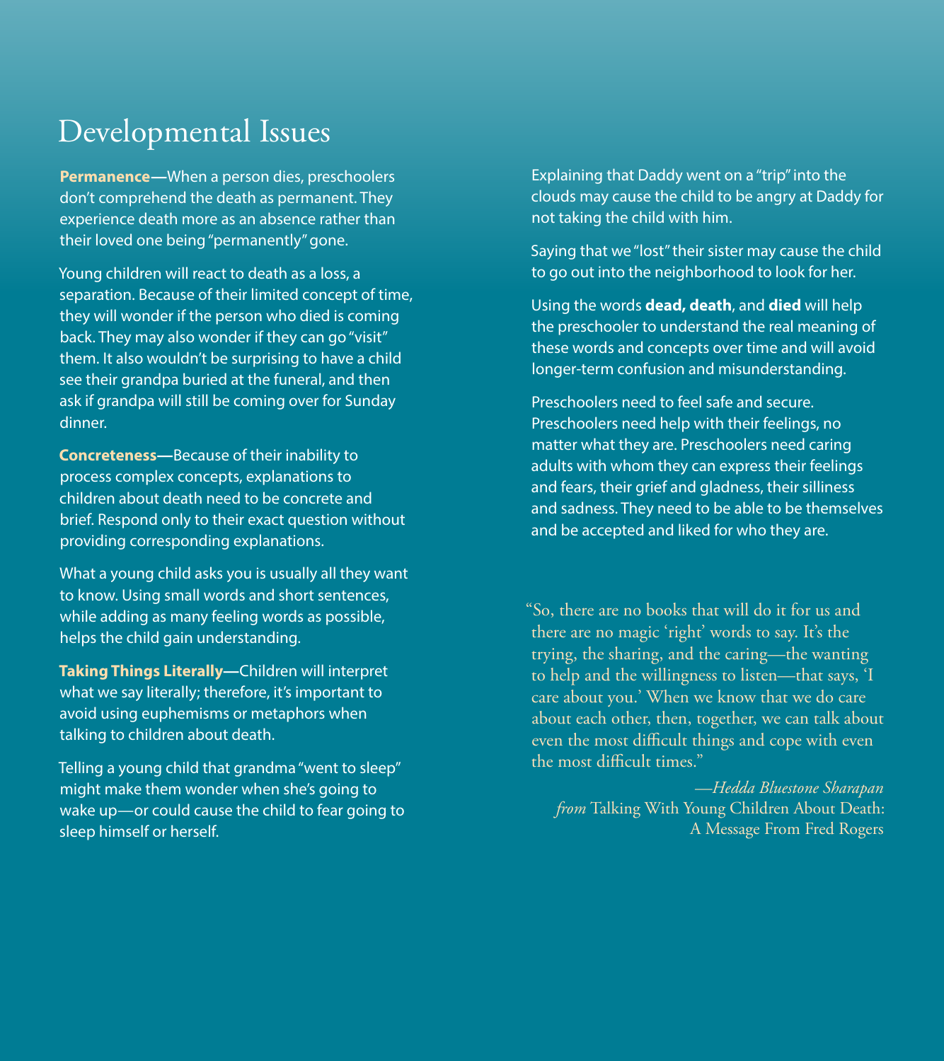# Developmental Issues

**Permanence**—When a person dies, preschoolers don't comprehend the death as permanent. They experience death more as an absence rather than their loved one being "permanently" gone.

Young children will react to death as a loss, a separation. Because of their limited concept of time, they will wonder if the person who died is coming back. They may also wonder if they can go "visit" them. It also wouldn't be surprising to have a child see their grandpa buried at the funeral, and then ask if grandpa will still be coming over for Sunday dinner.

**Concreteness**—Because of their inability to process complex concepts, explanations to children about death need to be concrete and brief. Respond only to their exact question without providing corresponding explanations.

What a young child asks you is usually all they want to know. Using small words and short sentences, while adding as many feeling words as possible, helps the child gain understanding.

**Taking Things Literally**—Children will interpret what we say literally; therefore, it's important to avoid using euphemisms or metaphors when talking to children about death.

Telling a young child that grandma "went to sleep" might make them wonder when she's going to wake up—or could cause the child to fear going to sleep himself or herself.

Explaining that Daddy went on a "trip" into the clouds may cause the child to be angry at Daddy for not taking the child with him.

Saying that we "lost" their sister may cause the child to go out into the neighborhood to look for her.

Using the words **dead, death**, and **died** will help the preschooler to understand the real meaning of these words and concepts over time and will avoid longer-term confusion and misunderstanding.

Preschoolers need to feel safe and secure. Preschoolers need help with their feelings, no matter what they are. Preschoolers need caring adults with whom they can express their feelings and fears, their grief and gladness, their silliness and sadness. They need to be able to be themselves and be accepted and liked for who they are.

"So, there are no books that will do it for us and there are no magic 'right' words to say. It's the trying, the sharing, and the caring—the wanting to help and the willingness to listen—that says, 'I care about you.' When we know that we do care about each other, then, together, we can talk about even the most difficult things and cope with even the most difficult times."

—*Hedda Bluestone Sharapan*
*from* Talking With Young Children About Death: A Message From Fred Rogers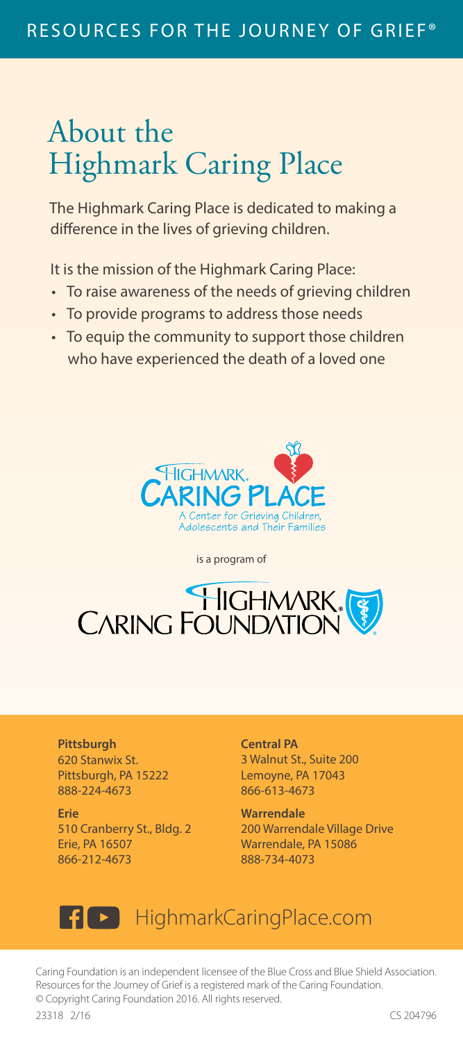RESOURCES FOR THE JOURNEY OF GRIEF®

# About the Highmark Caring Place

The Highmark Caring Place is dedicated to making a difference in the lives of grieving children.

It is the mission of the Highmark Caring Place:

- To raise awareness of the needs of grieving children
- To provide programs to address those needs
- To equip the community to support those children who have experienced the death of a loved one

HIGHMARK. CARING PLACE

A Center for Grieving Children, Adolescents and Their Families

is a program of

HIGHMARK. CARING FOUNDATION

**Pittsburgh**
620 Stanwix St.
Pittsburgh, PA 15222
888-224-4673

**Erie**
510 Cranberry St., Bldg. 2
Erie, PA 16507
866-212-4673

**Central PA**
3 Walnut St., Suite 200
Lemoyne, PA 17043
866-613-4673

**Warrendale**
200 Warrendale Village Drive
Warrendale, PA 15086
888-734-4073

HighmarkCaringPlace.com

Caring Foundation is an independent licensee of the Blue Cross and Blue Shield Association. Resources for the Journey of Grief is a registered mark of the Caring Foundation. © Copyright Caring Foundation 2016. All rights reserved.

23318 2/16

CS 204796